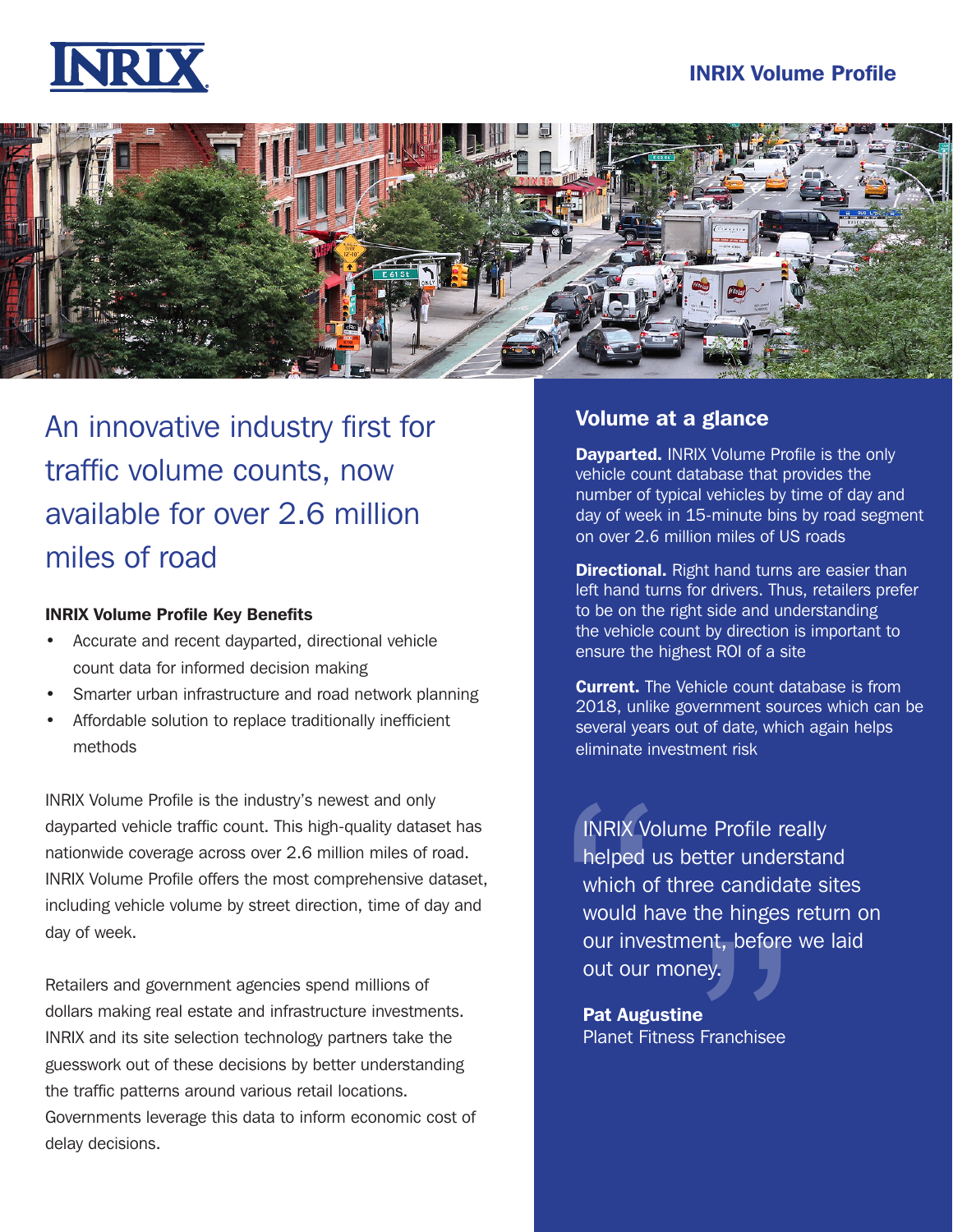INRIX

## INRIX Volume Profile

# An innovative industry first for traffic volume counts, now available for over 2.6 million miles of road

### INRIX Volume Profile Key Benefits

- Accurate and recent dayparted, directional vehicle count data for informed decision making
- Smarter urban infrastructure and road network planning
- Affordable solution to replace traditionally inefficient methods

INRIX Volume Profile is the industry's newest and only dayparted vehicle traffic count. This high-quality dataset has nationwide coverage across over 2.6 million miles of road. INRIX Volume Profile offers the most comprehensive dataset, including vehicle volume by street direction, time of day and day of week.

Retailers and government agencies spend millions of dollars making real estate and infrastructure investments. INRIX and its site selection technology partners take the guesswork out of these decisions by better understanding the traffic patterns around various retail locations. Governments leverage this data to inform economic cost of delay decisions.

## Volume at a glance

**Dayparted.** INRIX Volume Profile is the only vehicle count database that provides the number of typical vehicles by time of day and day of week in 15-minute bins by road segment on over 2.6 million miles of US roads

**Directional.** Right hand turns are easier than left hand turns for drivers. Thus, retailers prefer to be on the right side and understanding the vehicle count by direction is important to ensure the highest ROI of a site

**Current.** The Vehicle count database is from 2018, unlike government sources which can be several years out of date, which again helps eliminate investment risk

> "INRIX Volume Profile really helped us better understand which of three candidate sites would have the hinges return on our investment, before we laid out our money."
>
> **Pat Augustine**
> Planet Fitness Franchisee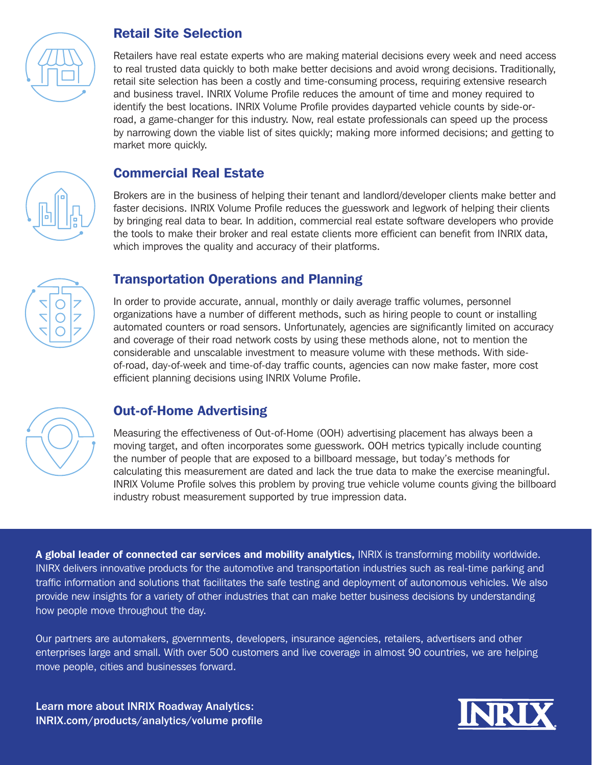## Retail Site Selection

Retailers have real estate experts who are making material decisions every week and need access to real trusted data quickly to both make better decisions and avoid wrong decisions. Traditionally, retail site selection has been a costly and time-consuming process, requiring extensive research and business travel. INRIX Volume Profile reduces the amount of time and money required to identify the best locations. INRIX Volume Profile provides dayparted vehicle counts by side-or-road, a game-changer for this industry. Now, real estate professionals can speed up the process by narrowing down the viable list of sites quickly; making more informed decisions; and getting to market more quickly.

## Commercial Real Estate

Brokers are in the business of helping their tenant and landlord/developer clients make better and faster decisions. INRIX Volume Profile reduces the guesswork and legwork of helping their clients by bringing real data to bear. In addition, commercial real estate software developers who provide the tools to make their broker and real estate clients more efficient can benefit from INRIX data, which improves the quality and accuracy of their platforms.

## Transportation Operations and Planning

In order to provide accurate, annual, monthly or daily average traffic volumes, personnel organizations have a number of different methods, such as hiring people to count or installing automated counters or road sensors. Unfortunately, agencies are significantly limited on accuracy and coverage of their road network costs by using these methods alone, not to mention the considerable and unscalable investment to measure volume with these methods. With side-of-road, day-of-week and time-of-day traffic counts, agencies can now make faster, more cost efficient planning decisions using INRIX Volume Profile.

## Out-of-Home Advertising

Measuring the effectiveness of Out-of-Home (OOH) advertising placement has always been a moving target, and often incorporates some guesswork. OOH metrics typically include counting the number of people that are exposed to a billboard message, but today's methods for calculating this measurement are dated and lack the true data to make the exercise meaningful. INRIX Volume Profile solves this problem by proving true vehicle volume counts giving the billboard industry robust measurement supported by true impression data.

**A global leader of connected car services and mobility analytics,** INRIX is transforming mobility worldwide. INIRX delivers innovative products for the automotive and transportation industries such as real-time parking and traffic information and solutions that facilitates the safe testing and deployment of autonomous vehicles. We also provide new insights for a variety of other industries that can make better business decisions by understanding how people move throughout the day.

Our partners are automakers, governments, developers, insurance agencies, retailers, advertisers and other enterprises large and small. With over 500 customers and live coverage in almost 90 countries, we are helping move people, cities and businesses forward.

Learn more about INRIX Roadway Analytics:
INRIX.com/products/analytics/volume profile

INRIX